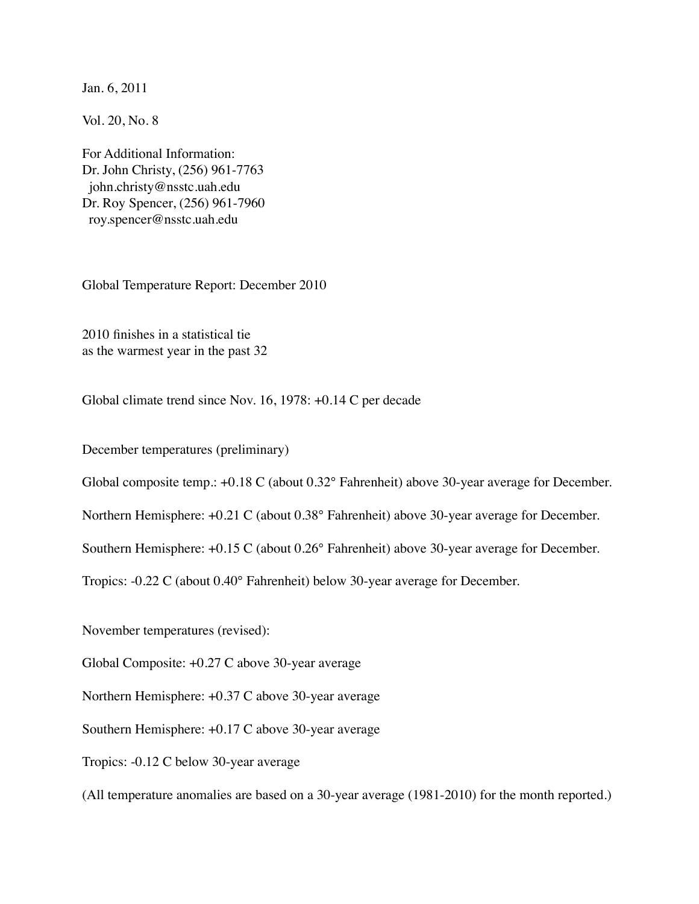Jan. 6, 2011

Vol. 20, No. 8

For Additional Information:
Dr. John Christy, (256) 961-7763
john.christy@nsstc.uah.edu
Dr. Roy Spencer, (256) 961-7960
roy.spencer@nsstc.uah.edu

# Global Temperature Report: December 2010

## 2010 finishes in a statistical tie as the warmest year in the past 32

Global climate trend since Nov. 16, 1978: +0.14 C per decade

December temperatures (preliminary)

Global composite temp.: +0.18 C (about 0.32° Fahrenheit) above 30-year average for December.

Northern Hemisphere: +0.21 C (about 0.38° Fahrenheit) above 30-year average for December.

Southern Hemisphere: +0.15 C (about 0.26° Fahrenheit) above 30-year average for December.

Tropics: -0.22 C (about 0.40° Fahrenheit) below 30-year average for December.

November temperatures (revised):

Global Composite: +0.27 C above 30-year average

Northern Hemisphere: +0.37 C above 30-year average

Southern Hemisphere: +0.17 C above 30-year average

Tropics: -0.12 C below 30-year average

(All temperature anomalies are based on a 30-year average (1981-2010) for the month reported.)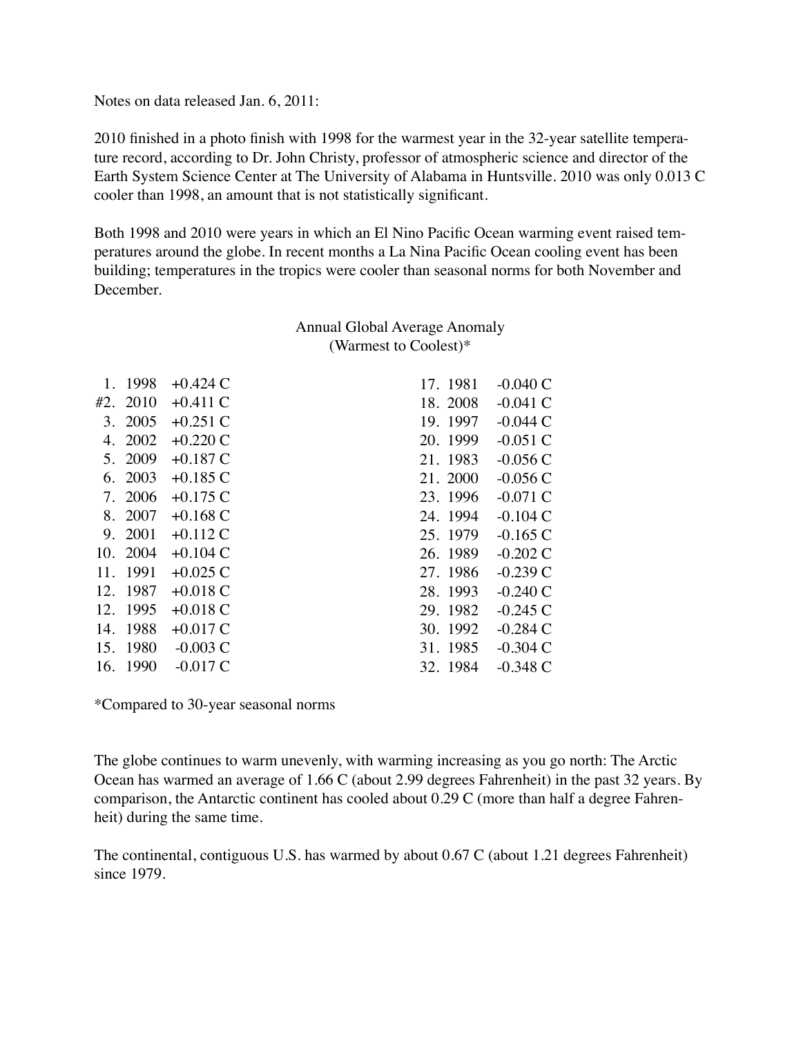Notes on data released Jan. 6, 2011:

2010 finished in a photo finish with 1998 for the warmest year in the 32-year satellite temperature record, according to Dr. John Christy, professor of atmospheric science and director of the Earth System Science Center at The University of Alabama in Huntsville. 2010 was only 0.013 C cooler than 1998, an amount that is not statistically significant.

Both 1998 and 2010 were years in which an El Nino Pacific Ocean warming event raised temperatures around the globe. In recent months a La Nina Pacific Ocean cooling event has been building; temperatures in the tropics were cooler than seasonal norms for both November and December.

Annual Global Average Anomaly
(Warmest to Coolest)*

| Rank | Year | Anomaly | Rank | Year | Anomaly |
|---|---|---|---|---|---|
| 1. | 1998 | +0.424 C | 17. | 1981 | -0.040 C |
| #2. | 2010 | +0.411 C | 18. | 2008 | -0.041 C |
| 3. | 2005 | +0.251 C | 19. | 1997 | -0.044 C |
| 4. | 2002 | +0.220 C | 20. | 1999 | -0.051 C |
| 5. | 2009 | +0.187 C | 21. | 1983 | -0.056 C |
| 6. | 2003 | +0.185 C | 21. | 2000 | -0.056 C |
| 7. | 2006 | +0.175 C | 23. | 1996 | -0.071 C |
| 8. | 2007 | +0.168 C | 24. | 1994 | -0.104 C |
| 9. | 2001 | +0.112 C | 25. | 1979 | -0.165 C |
| 10. | 2004 | +0.104 C | 26. | 1989 | -0.202 C |
| 11. | 1991 | +0.025 C | 27. | 1986 | -0.239 C |
| 12. | 1987 | +0.018 C | 28. | 1993 | -0.240 C |
| 12. | 1995 | +0.018 C | 29. | 1982 | -0.245 C |
| 14. | 1988 | +0.017 C | 30. | 1992 | -0.284 C |
| 15. | 1980 | -0.003 C | 31. | 1985 | -0.304 C |
| 16. | 1990 | -0.017 C | 32. | 1984 | -0.348 C |

*Compared to 30-year seasonal norms

The globe continues to warm unevenly, with warming increasing as you go north: The Arctic Ocean has warmed an average of 1.66 C (about 2.99 degrees Fahrenheit) in the past 32 years. By comparison, the Antarctic continent has cooled about 0.29 C (more than half a degree Fahrenheit) during the same time.

The continental, contiguous U.S. has warmed by about 0.67 C (about 1.21 degrees Fahrenheit) since 1979.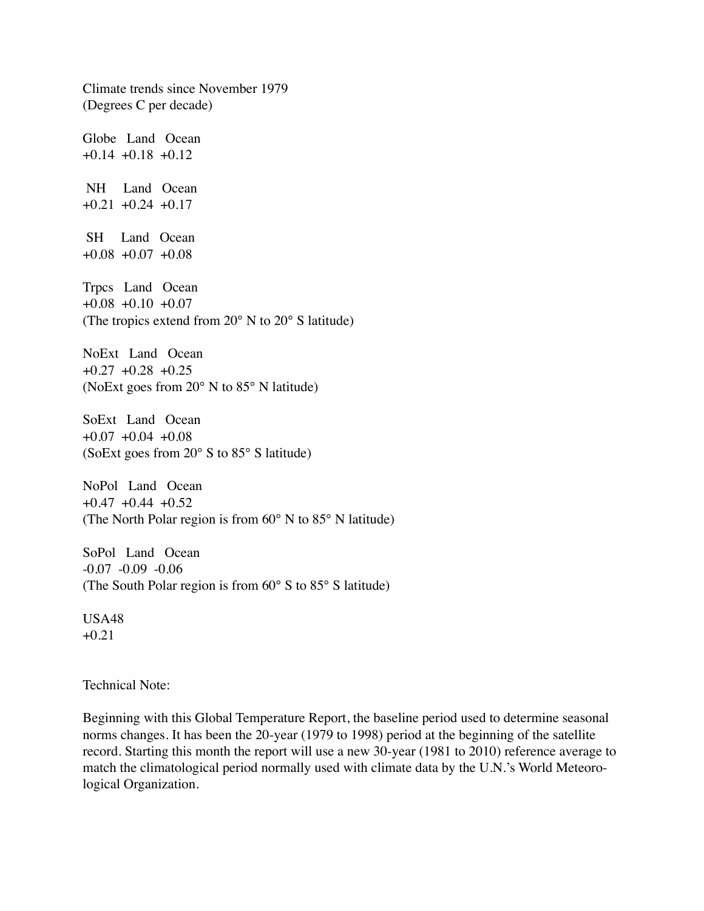Climate trends since November 1979
(Degrees C per decade)

| Globe | Land | Ocean |
|---|---|---|
| +0.14 | +0.18 | +0.12 |

| NH | Land | Ocean |
|---|---|---|
| +0.21 | +0.24 | +0.17 |

| SH | Land | Ocean |
|---|---|---|
| +0.08 | +0.07 | +0.08 |

| Trpcs | Land | Ocean |
|---|---|---|
| +0.08 | +0.10 | +0.07 |

(The tropics extend from 20° N to 20° S latitude)

| NoExt | Land | Ocean |
|---|---|---|
| +0.27 | +0.28 | +0.25 |

(NoExt goes from 20° N to 85° N latitude)

| SoExt | Land | Ocean |
|---|---|---|
| +0.07 | +0.04 | +0.08 |

(SoExt goes from 20° S to 85° S latitude)

| NoPol | Land | Ocean |
|---|---|---|
| +0.47 | +0.44 | +0.52 |

(The North Polar region is from 60° N to 85° N latitude)

| SoPol | Land | Ocean |
|---|---|---|
| -0.07 | -0.09 | -0.06 |

(The South Polar region is from 60° S to 85° S latitude)

| USA48 |
|---|
| +0.21 |

Technical Note:

Beginning with this Global Temperature Report, the baseline period used to determine seasonal norms changes. It has been the 20-year (1979 to 1998) period at the beginning of the satellite record. Starting this month the report will use a new 30-year (1981 to 2010) reference average to match the climatological period normally used with climate data by the U.N.'s World Meteorological Organization.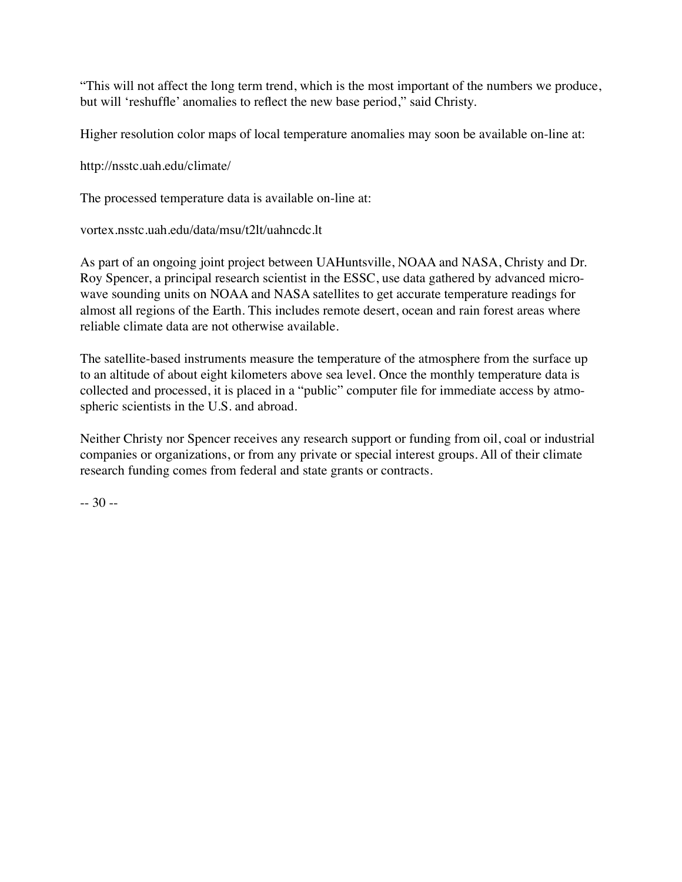"This will not affect the long term trend, which is the most important of the numbers we produce, but will 'reshuffle' anomalies to reflect the new base period," said Christy.

Higher resolution color maps of local temperature anomalies may soon be available on-line at:

http://nsstc.uah.edu/climate/

The processed temperature data is available on-line at:

vortex.nsstc.uah.edu/data/msu/t2lt/uahncdc.lt

As part of an ongoing joint project between UAHuntsville, NOAA and NASA, Christy and Dr. Roy Spencer, a principal research scientist in the ESSC, use data gathered by advanced microwave sounding units on NOAA and NASA satellites to get accurate temperature readings for almost all regions of the Earth. This includes remote desert, ocean and rain forest areas where reliable climate data are not otherwise available.

The satellite-based instruments measure the temperature of the atmosphere from the surface up to an altitude of about eight kilometers above sea level. Once the monthly temperature data is collected and processed, it is placed in a "public" computer file for immediate access by atmospheric scientists in the U.S. and abroad.

Neither Christy nor Spencer receives any research support or funding from oil, coal or industrial companies or organizations, or from any private or special interest groups. All of their climate research funding comes from federal and state grants or contracts.

-- 30 --